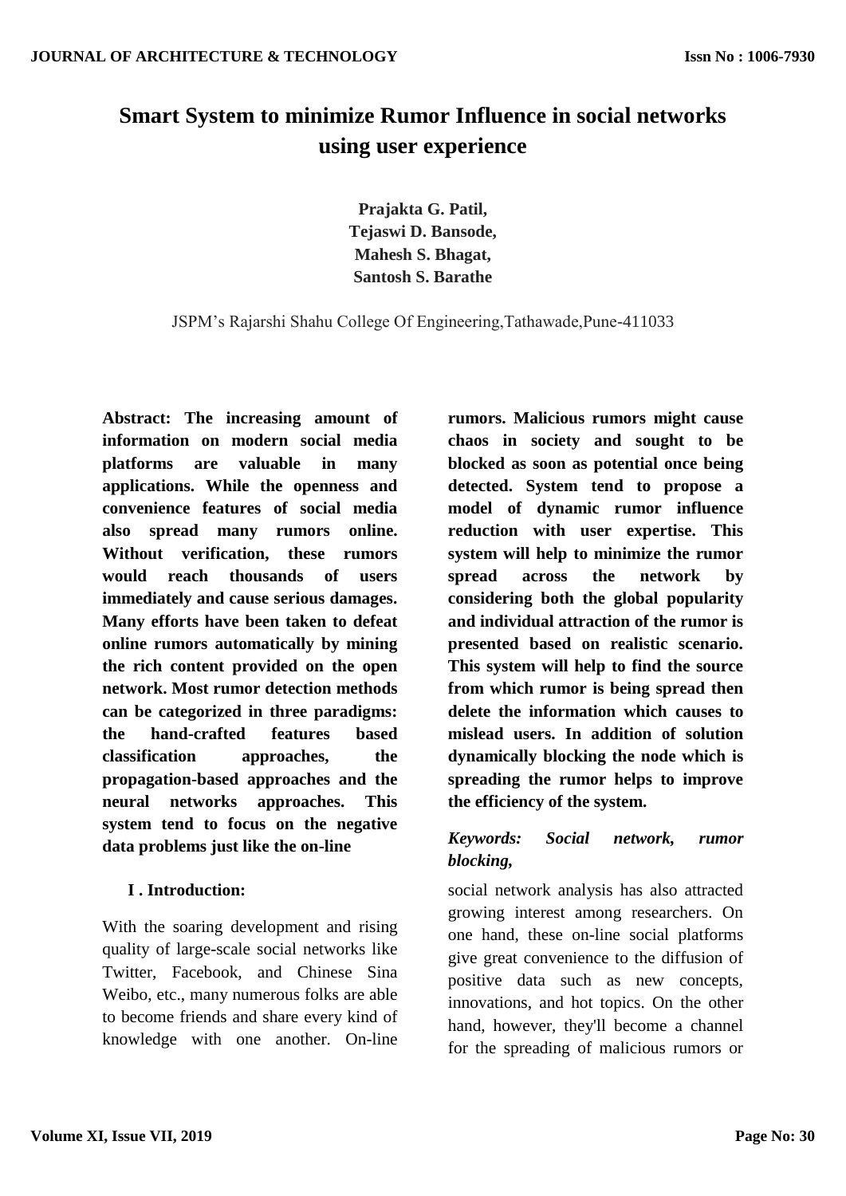# Smart System to minimize Rumor Influence in social networks using user experience

**Prajakta G. Patil,**
**Tejaswi D. Bansode,**
**Mahesh S. Bhagat,**
**Santosh S. Barathe**

JSPM's Rajarshi Shahu College Of Engineering,Tathawade,Pune-411033

**Abstract: The increasing amount of information on modern social media platforms are valuable in many applications. While the openness and convenience features of social media also spread many rumors online. Without verification, these rumors would reach thousands of users immediately and cause serious damages. Many efforts have been taken to defeat online rumors automatically by mining the rich content provided on the open network. Most rumor detection methods can be categorized in three paradigms: the hand-crafted features based classification approaches, the propagation-based approaches and the neural networks approaches. This system tend to focus on the negative data problems just like the on-line rumors. Malicious rumors might cause chaos in society and sought to be blocked as soon as potential once being detected. System tend to propose a model of dynamic rumor influence reduction with user expertise. This system will help to minimize the rumor spread across the network by considering both the global popularity and individual attraction of the rumor is presented based on realistic scenario. This system will help to find the source from which rumor is being spread then delete the information which causes to mislead users. In addition of solution dynamically blocking the node which is spreading the rumor helps to improve the efficiency of the system.**

***Keywords: Social network, rumor blocking,***

## I . Introduction:

With the soaring development and rising quality of large-scale social networks like Twitter, Facebook, and Chinese Sina Weibo, etc., many numerous folks are able to become friends and share every kind of knowledge with one another. On-line social network analysis has also attracted growing interest among researchers. On one hand, these on-line social platforms give great convenience to the diffusion of positive data such as new concepts, innovations, and hot topics. On the other hand, however, they'll become a channel for the spreading of malicious rumors or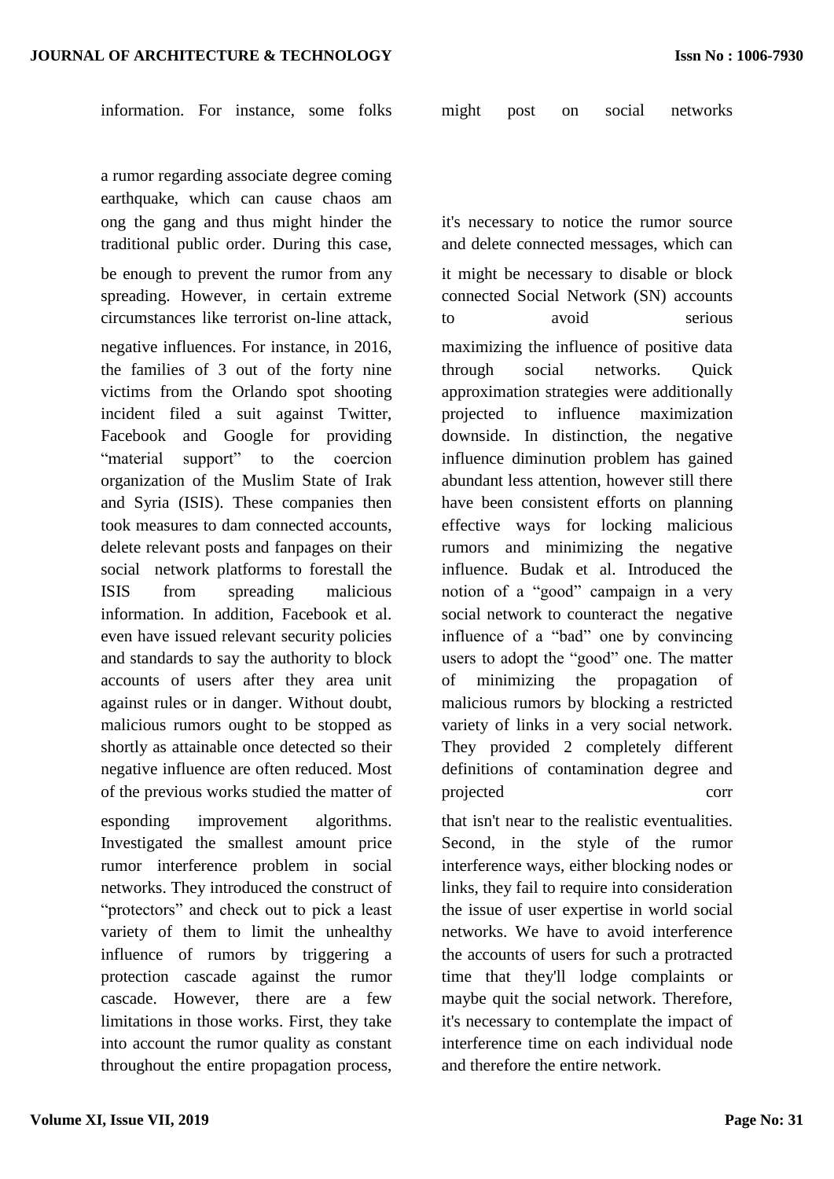information. For instance, some folks might post on social networks a rumor regarding associate degree coming earthquake, which can cause chaos am ong the gang and thus might hinder the traditional public order. During this case, it's necessary to notice the rumor source and delete connected messages, which can be enough to prevent the rumor from any spreading. However, in certain extreme circumstances like terrorist on-line attack, it might be necessary to disable or block connected Social Network (SN) accounts to avoid serious negative influences. For instance, in 2016, the families of 3 out of the forty nine victims from the Orlando spot shooting incident filed a suit against Twitter, Facebook and Google for providing "material support" to the coercion organization of the Muslim State of Irak and Syria (ISIS). These companies then took measures to dam connected accounts, delete relevant posts and fanpages on their social network platforms to forestall the ISIS from spreading malicious information. In addition, Facebook et al. even have issued relevant security policies and standards to say the authority to block accounts of users after they area unit against rules or in danger. Without doubt, malicious rumors ought to be stopped as shortly as attainable once detected so their negative influence are often reduced. Most of the previous works studied the matter of maximizing the influence of positive data through social networks. Quick approximation strategies were additionally projected to influence maximization downside. In distinction, the negative influence diminution problem has gained abundant less attention, however still there have been consistent efforts on planning effective ways for locking malicious rumors and minimizing the negative influence. Budak et al. Introduced the notion of a "good" campaign in a very social network to counteract the negative influence of a "bad" one by convincing users to adopt the "good" one. The matter of minimizing the propagation of malicious rumors by blocking a restricted variety of links in a very social network. They provided 2 completely different definitions of contamination degree and projected corresponding improvement algorithms. Investigated the smallest amount price rumor interference problem in social networks. They introduced the construct of "protectors" and check out to pick a least variety of them to limit the unhealthy influence of rumors by triggering a protection cascade against the rumor cascade. However, there are a few limitations in those works. First, they take into account the rumor quality as constant throughout the entire propagation process, that isn't near to the realistic eventualities. Second, in the style of the rumor interference ways, either blocking nodes or links, they fail to require into consideration the issue of user expertise in world social networks. We have to avoid interference the accounts of users for such a protracted time that they'll lodge complaints or maybe quit the social network. Therefore, it's necessary to contemplate the impact of interference time on each individual node and therefore the entire network.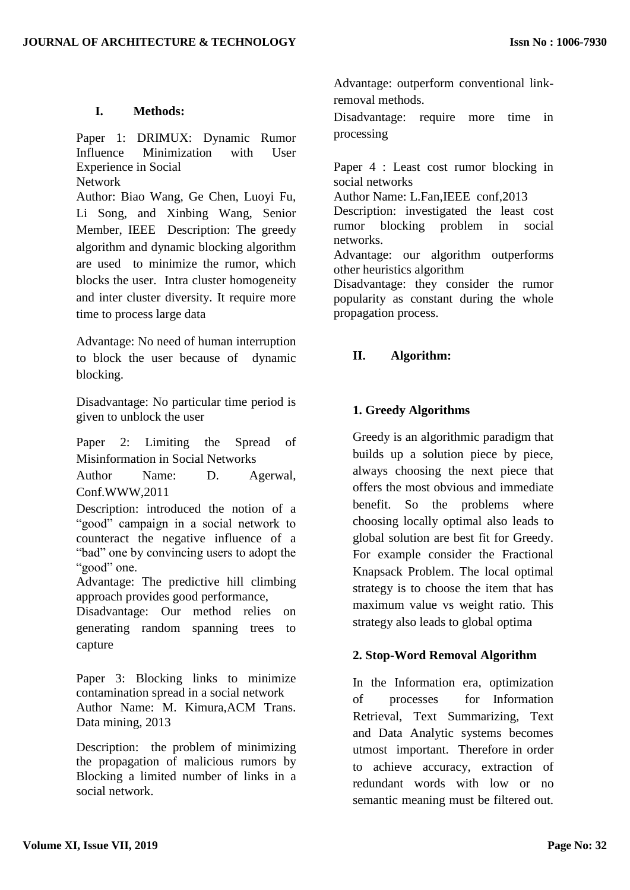## I. Methods:

Paper 1: DRIMUX: Dynamic Rumor Influence Minimization with User Experience in Social Network

Author: Biao Wang, Ge Chen, Luoyi Fu, Li Song, and Xinbing Wang, Senior Member, IEEE Description: The greedy algorithm and dynamic blocking algorithm are used to minimize the rumor, which blocks the user. Intra cluster homogeneity and inter cluster diversity. It require more time to process large data

Advantage: No need of human interruption to block the user because of dynamic blocking.

Disadvantage: No particular time period is given to unblock the user

Paper 2: Limiting the Spread of Misinformation in Social Networks

Author Name: D. Agerwal, Conf.WWW,2011

Description: introduced the notion of a "good" campaign in a social network to counteract the negative influence of a "bad" one by convincing users to adopt the "good" one.

Advantage: The predictive hill climbing approach provides good performance,

Disadvantage: Our method relies on generating random spanning trees to capture

Paper 3: Blocking links to minimize contamination spread in a social network

Author Name: M. Kimura,ACM Trans. Data mining, 2013

Description: the problem of minimizing the propagation of malicious rumors by Blocking a limited number of links in a social network.

Advantage: outperform conventional link-removal methods.

Disadvantage: require more time in processing

Paper 4 : Least cost rumor blocking in social networks

Author Name: L.Fan,IEEE conf,2013

Description: investigated the least cost rumor blocking problem in social networks.

Advantage: our algorithm outperforms other heuristics algorithm

Disadvantage: they consider the rumor popularity as constant during the whole propagation process.

## II. Algorithm:

### 1. Greedy Algorithms

Greedy is an algorithmic paradigm that builds up a solution piece by piece, always choosing the next piece that offers the most obvious and immediate benefit. So the problems where choosing locally optimal also leads to global solution are best fit for Greedy. For example consider the Fractional Knapsack Problem. The local optimal strategy is to choose the item that has maximum value vs weight ratio. This strategy also leads to global optima

### 2. Stop-Word Removal Algorithm

In the Information era, optimization of processes for Information Retrieval, Text Summarizing, Text and Data Analytic systems becomes utmost important. Therefore in order to achieve accuracy, extraction of redundant words with low or no semantic meaning must be filtered out.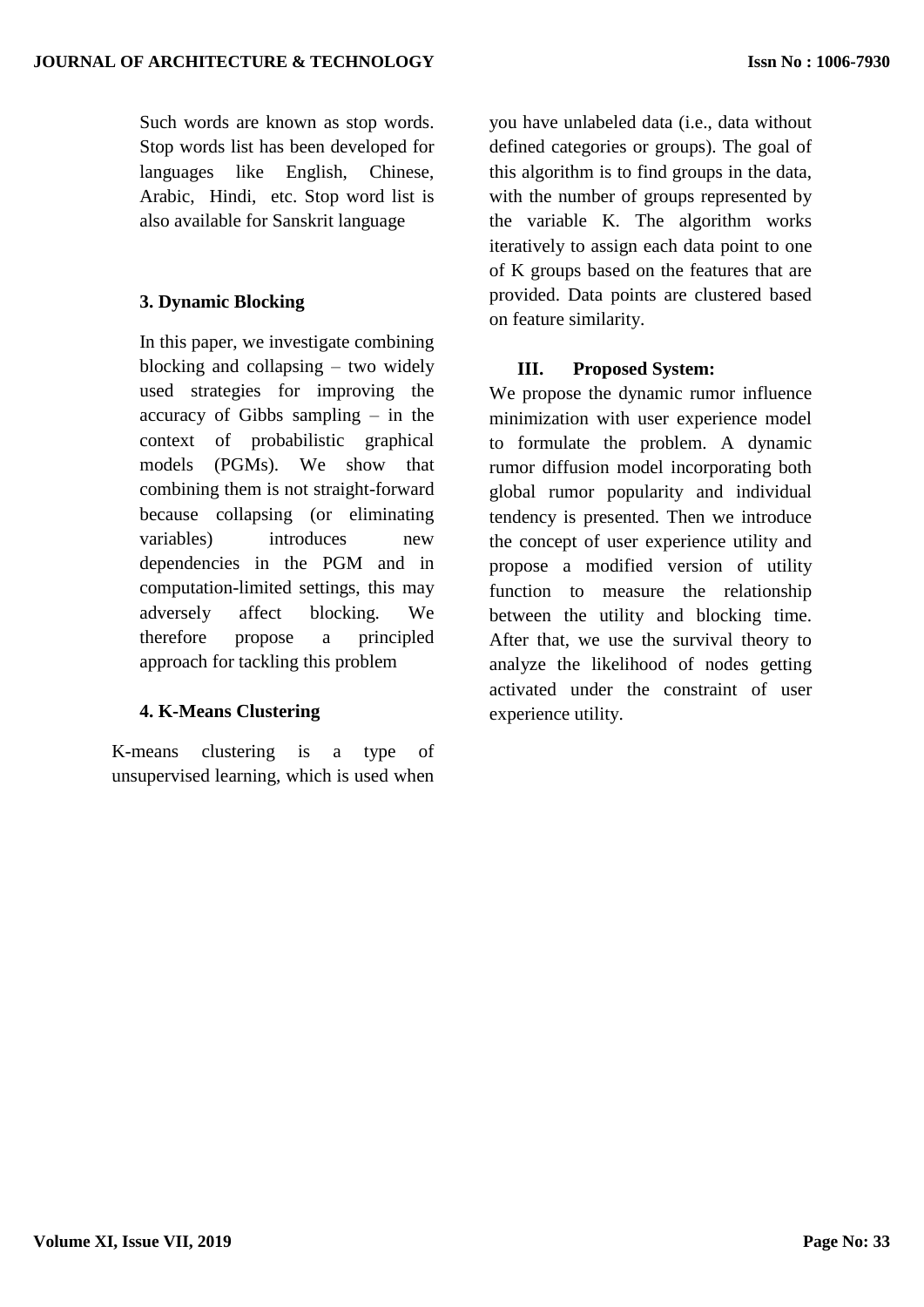Such words are known as stop words. Stop words list has been developed for languages like English, Chinese, Arabic, Hindi, etc. Stop word list is also available for Sanskrit language

### 3. Dynamic Blocking

In this paper, we investigate combining blocking and collapsing – two widely used strategies for improving the accuracy of Gibbs sampling – in the context of probabilistic graphical models (PGMs). We show that combining them is not straight-forward because collapsing (or eliminating variables) introduces new dependencies in the PGM and in computation-limited settings, this may adversely affect blocking. We therefore propose a principled approach for tackling this problem

### 4. K-Means Clustering

K-means clustering is a type of unsupervised learning, which is used when you have unlabeled data (i.e., data without defined categories or groups). The goal of this algorithm is to find groups in the data, with the number of groups represented by the variable K. The algorithm works iteratively to assign each data point to one of K groups based on the features that are provided. Data points are clustered based on feature similarity.

## III. Proposed System:

We propose the dynamic rumor influence minimization with user experience model to formulate the problem. A dynamic rumor diffusion model incorporating both global rumor popularity and individual tendency is presented. Then we introduce the concept of user experience utility and propose a modified version of utility function to measure the relationship between the utility and blocking time. After that, we use the survival theory to analyze the likelihood of nodes getting activated under the constraint of user experience utility.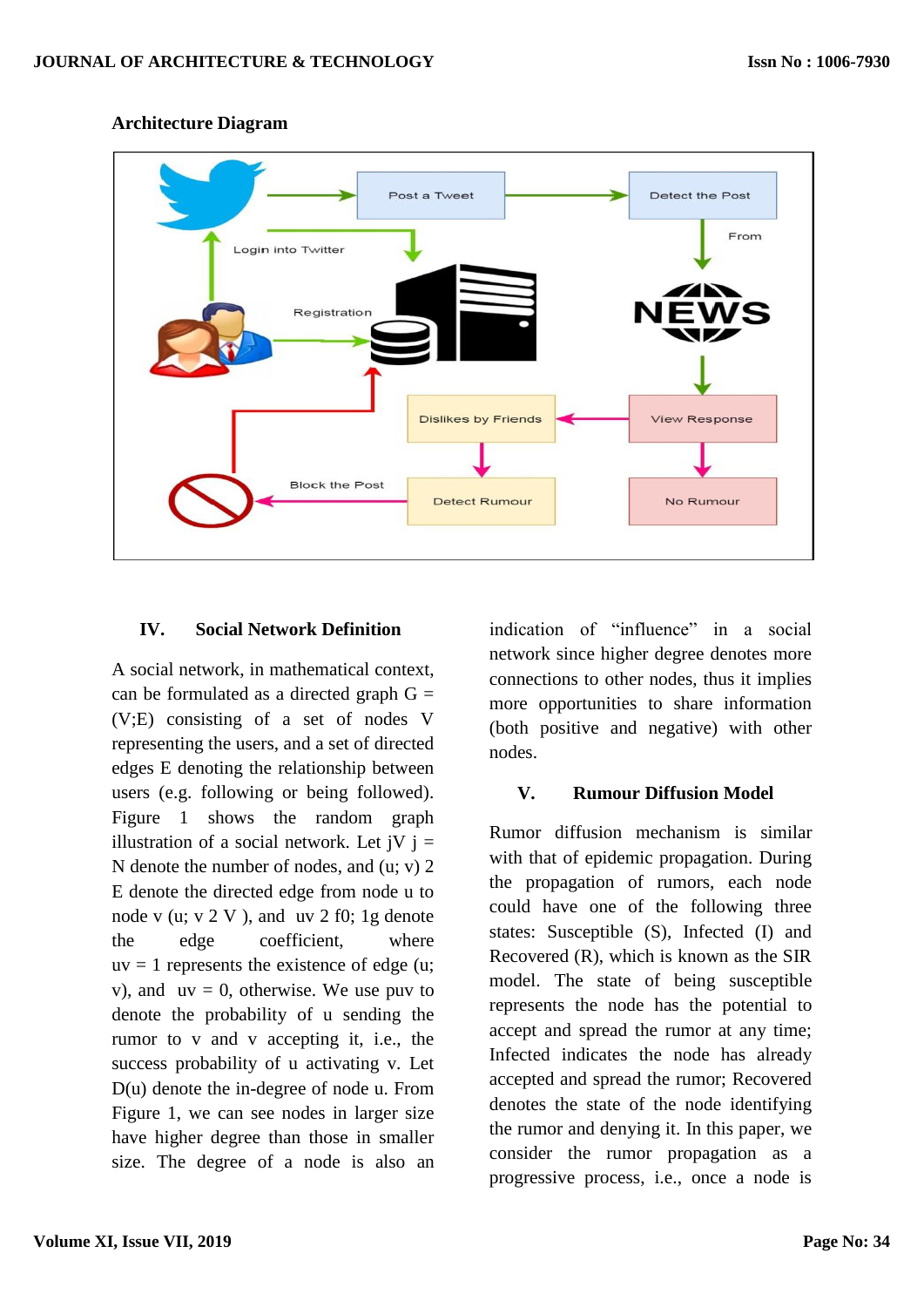**Architecture Diagram**

## IV. Social Network Definition

A social network, in mathematical context, can be formulated as a directed graph G = (V;E) consisting of a set of nodes V representing the users, and a set of directed edges E denoting the relationship between users (e.g. following or being followed). Figure 1 shows the random graph illustration of a social network. Let jV j = N denote the number of nodes, and (u; v) 2 E denote the directed edge from node u to node v (u; v 2 V ), and uv 2 f0; 1g denote the edge coefficient, where uv = 1 represents the existence of edge (u; v), and uv = 0, otherwise. We use puv to denote the probability of u sending the rumor to v and v accepting it, i.e., the success probability of u activating v. Let D(u) denote the in-degree of node u. From Figure 1, we can see nodes in larger size have higher degree than those in smaller size. The degree of a node is also an indication of "influence" in a social network since higher degree denotes more connections to other nodes, thus it implies more opportunities to share information (both positive and negative) with other nodes.

## V. Rumour Diffusion Model

Rumor diffusion mechanism is similar with that of epidemic propagation. During the propagation of rumors, each node could have one of the following three states: Susceptible (S), Infected (I) and Recovered (R), which is known as the SIR model. The state of being susceptible represents the node has the potential to accept and spread the rumor at any time; Infected indicates the node has already accepted and spread the rumor; Recovered denotes the state of the node identifying the rumor and denying it. In this paper, we consider the rumor propagation as a progressive process, i.e., once a node is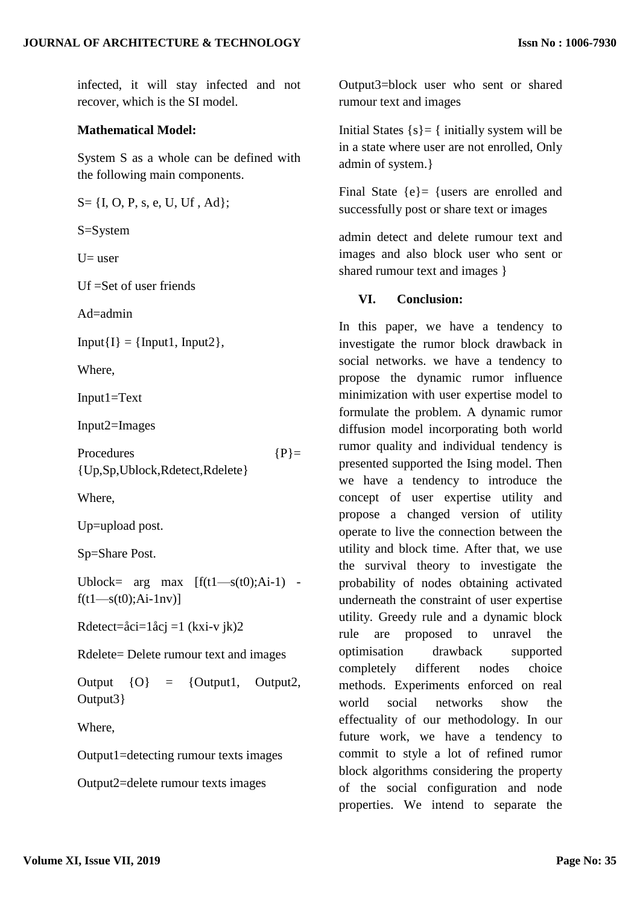infected, it will stay infected and not recover, which is the SI model.

**Mathematical Model:**

System S as a whole can be defined with the following main components.

S= {I, O, P, s, e, U, Uf , Ad};

S=System

U= user

Uf =Set of user friends

Ad=admin

Input{I} = {Input1, Input2},

Where,

Input1=Text

Input2=Images

Procedures {P}= {Up,Sp,Ublock,Rdetect,Rdelete}

Where,

Up=upload post.

Sp=Share Post.

Ublock= arg max [f(t1—s(t0);Ai-1) - f(t1—s(t0);Ai-1nv)]

Rdetect=åci=1åcj =1 (kxi-v jk)2

Rdelete= Delete rumour text and images

Output {O} = {Output1, Output2, Output3}

Where,

Output1=detecting rumour texts images

Output2=delete rumour texts images

Output3=block user who sent or shared rumour text and images

Initial States {s}= { initially system will be in a state where user are not enrolled, Only admin of system.}

Final State {e}= {users are enrolled and successfully post or share text or images

admin detect and delete rumour text and images and also block user who sent or shared rumour text and images }

## VI. Conclusion:

In this paper, we have a tendency to investigate the rumor block drawback in social networks. we have a tendency to propose the dynamic rumor influence minimization with user expertise model to formulate the problem. A dynamic rumor diffusion model incorporating both world rumor quality and individual tendency is presented supported the Ising model. Then we have a tendency to introduce the concept of user expertise utility and propose a changed version of utility operate to live the connection between the utility and block time. After that, we use the survival theory to investigate the probability of nodes obtaining activated underneath the constraint of user expertise utility. Greedy rule and a dynamic block rule are proposed to unravel the optimisation drawback supported completely different nodes choice methods. Experiments enforced on real world social networks show the effectuality of our methodology. In our future work, we have a tendency to commit to style a lot of refined rumor block algorithms considering the property of the social configuration and node properties. We intend to separate the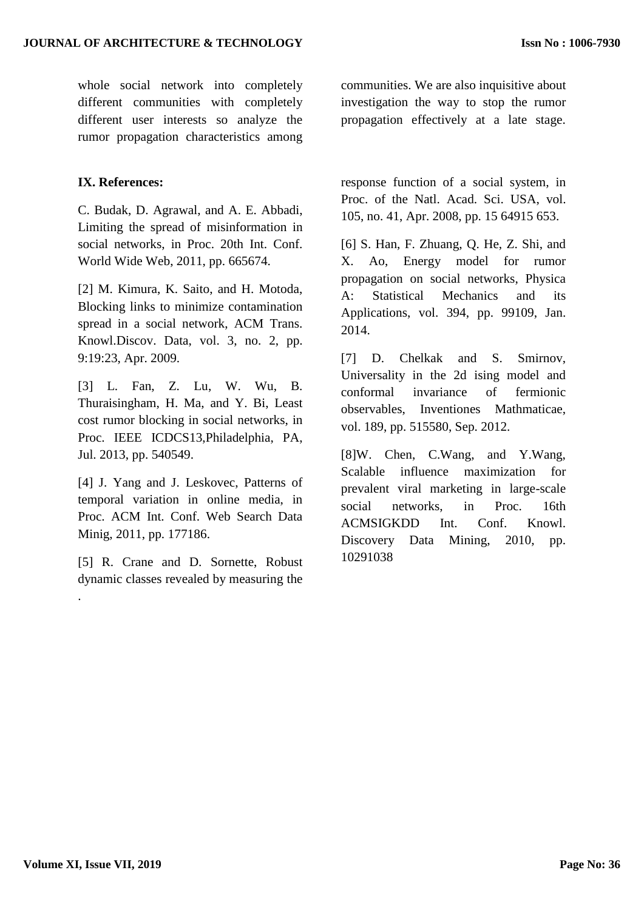whole social network into completely different communities with completely different user interests so analyze the rumor propagation characteristics among communities. We are also inquisitive about investigation the way to stop the rumor propagation effectively at a late stage.

**IX. References:**

C. Budak, D. Agrawal, and A. E. Abbadi, Limiting the spread of misinformation in social networks, in Proc. 20th Int. Conf. World Wide Web, 2011, pp. 665674.

[2] M. Kimura, K. Saito, and H. Motoda, Blocking links to minimize contamination spread in a social network, ACM Trans. Knowl.Discov. Data, vol. 3, no. 2, pp. 9:19:23, Apr. 2009.

[3] L. Fan, Z. Lu, W. Wu, B. Thuraisingham, H. Ma, and Y. Bi, Least cost rumor blocking in social networks, in Proc. IEEE ICDCS13,Philadelphia, PA, Jul. 2013, pp. 540549.

[4] J. Yang and J. Leskovec, Patterns of temporal variation in online media, in Proc. ACM Int. Conf. Web Search Data Minig, 2011, pp. 177186.

[5] R. Crane and D. Sornette, Robust dynamic classes revealed by measuring the response function of a social system, in Proc. of the Natl. Acad. Sci. USA, vol. 105, no. 41, Apr. 2008, pp. 15 64915 653.

[6] S. Han, F. Zhuang, Q. He, Z. Shi, and X. Ao, Energy model for rumor propagation on social networks, Physica A: Statistical Mechanics and its Applications, vol. 394, pp. 99109, Jan. 2014.

[7] D. Chelkak and S. Smirnov, Universality in the 2d ising model and conformal invariance of fermionic observables, Inventiones Mathmaticae, vol. 189, pp. 515580, Sep. 2012.

[8]W. Chen, C.Wang, and Y.Wang, Scalable influence maximization for prevalent viral marketing in large-scale social networks, in Proc. 16th ACMSIGKDD Int. Conf. Knowl. Discovery Data Mining, 2010, pp. 10291038